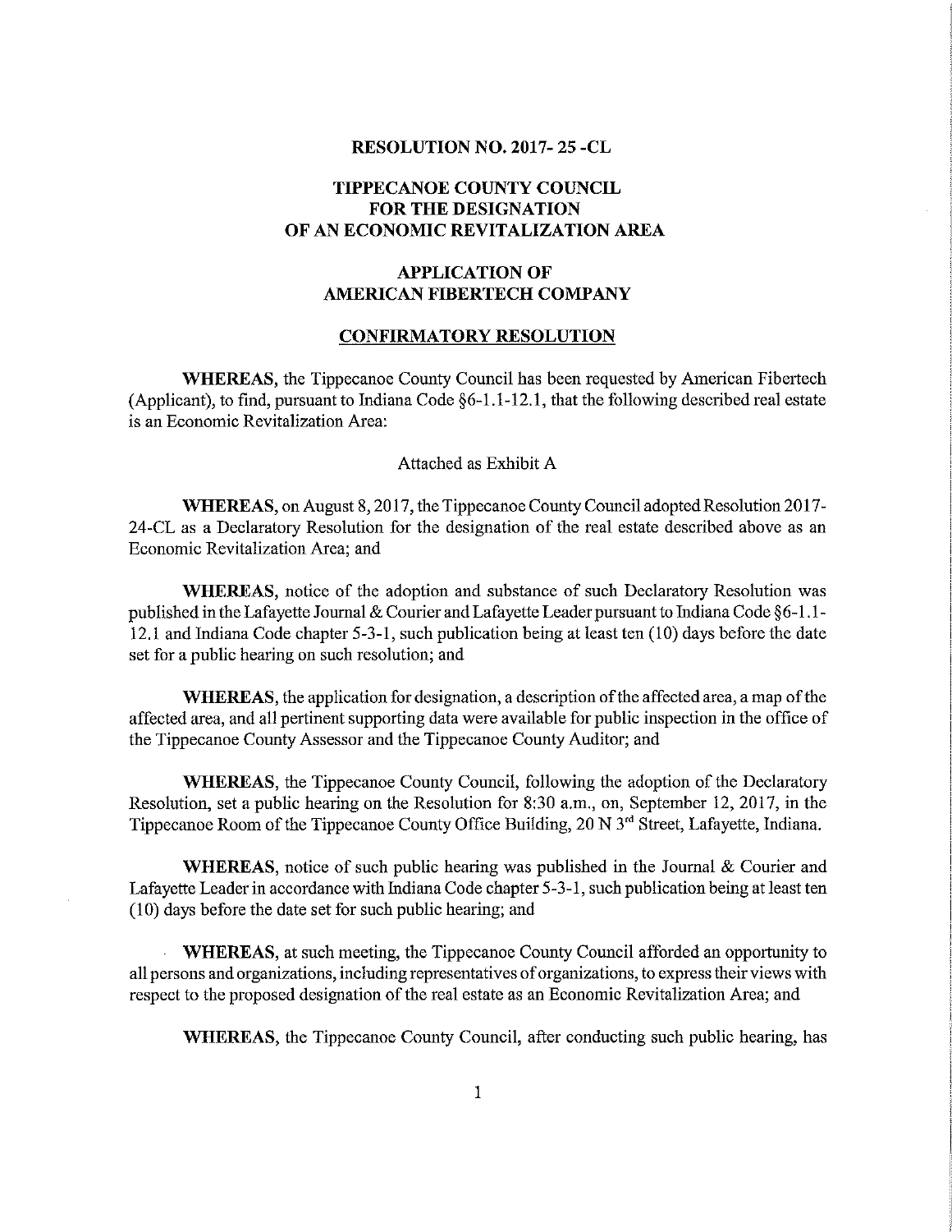# RESOLUTION NO. 2017- 25 -CL

## TIPPECANOE COUNTY COUNCIL FOR THE DESIGNATION OF AN ECONOMIC REVITALIZATION AREA

## APPLICATION OF AMERICAN FIBERTECH COMPANY

## CONFIRMATORY RESOLUTION

**WHEREAS**, the Tippecanoe County Council has been requested by American Fibertech (Applicant), to find, pursuant to Indiana Code §6-1.1-12.1, that the following described real estate is an Economic Revitalization Area:

Attached as Exhibit A

**WHEREAS**, on August 8, 2017, the Tippecanoe County Council adopted Resolution 2017-24-CL as a Declaratory Resolution for the designation of the real estate described above as an Economic Revitalization Area; and

**WHEREAS**, notice of the adoption and substance of such Declaratory Resolution was published in the Lafayette Journal & Courier and Lafayette Leader pursuant to Indiana Code §6-1.1-12.1 and Indiana Code chapter 5-3-1, such publication being at least ten (10) days before the date set for a public hearing on such resolution; and

**WHEREAS**, the application for designation, a description of the affected area, a map of the affected area, and all pertinent supporting data were available for public inspection in the office of the Tippecanoe County Assessor and the Tippecanoe County Auditor; and

**WHEREAS**, the Tippecanoe County Council, following the adoption of the Declaratory Resolution, set a public hearing on the Resolution for 8:30 a.m., on, September 12, 2017, in the Tippecanoe Room of the Tippecanoe County Office Building, 20 N 3rd Street, Lafayette, Indiana.

**WHEREAS**, notice of such public hearing was published in the Journal & Courier and Lafayette Leader in accordance with Indiana Code chapter 5-3-1, such publication being at least ten (10) days before the date set for such public hearing; and

**WHEREAS**, at such meeting, the Tippecanoe County Council afforded an opportunity to all persons and organizations, including representatives of organizations, to express their views with respect to the proposed designation of the real estate as an Economic Revitalization Area; and

**WHEREAS**, the Tippecanoe County Council, after conducting such public hearing, has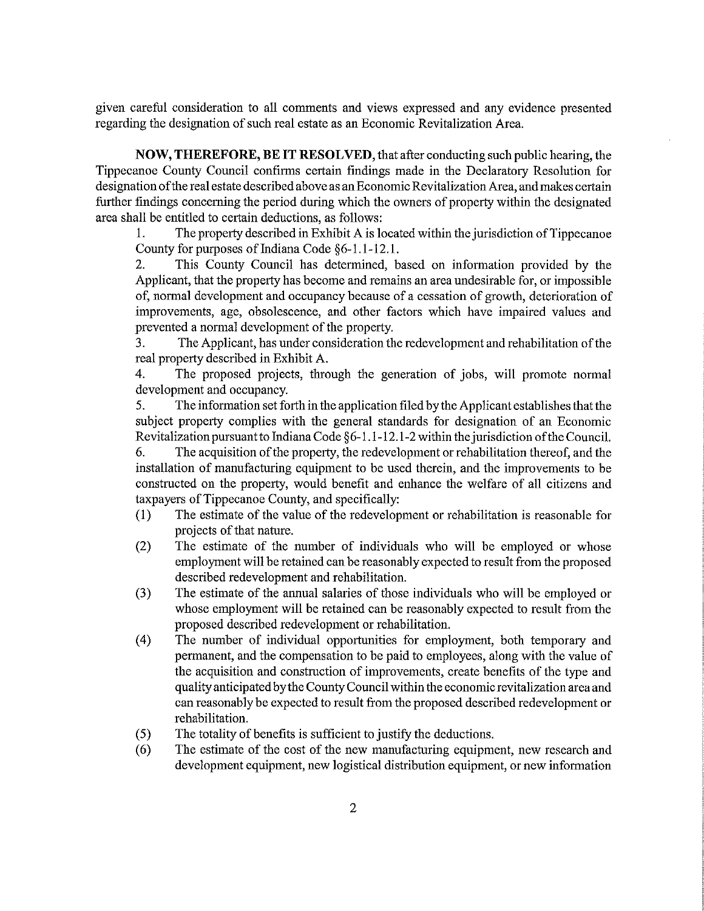given careful consideration to all comments and views expressed and any evidence presented regarding the designation of such real estate as an Economic Revitalization Area.

**NOW, THEREFORE, BE IT RESOLVED**, that after conducting such public hearing, the Tippecanoe County Council confirms certain findings made in the Declaratory Resolution for designation of the real estate described above as an Economic Revitalization Area, and makes certain further findings concerning the period during which the owners of property within the designated area shall be entitled to certain deductions, as follows:

1. The property described in Exhibit A is located within the jurisdiction of Tippecanoe County for purposes of Indiana Code §6-1.1-12.1.
2. This County Council has determined, based on information provided by the Applicant, that the property has become and remains an area undesirable for, or impossible of, normal development and occupancy because of a cessation of growth, deterioration of improvements, age, obsolescence, and other factors which have impaired values and prevented a normal development of the property.
3. The Applicant, has under consideration the redevelopment and rehabilitation of the real property described in Exhibit A.
4. The proposed projects, through the generation of jobs, will promote normal development and occupancy.
5. The information set forth in the application filed by the Applicant establishes that the subject property complies with the general standards for designation of an Economic Revitalization pursuant to Indiana Code §6-1.1-12.1-2 within the jurisdiction of the Council.
6. The acquisition of the property, the redevelopment or rehabilitation thereof, and the installation of manufacturing equipment to be used therein, and the improvements to be constructed on the property, would benefit and enhance the welfare of all citizens and taxpayers of Tippecanoe County, and specifically:

(1) The estimate of the value of the redevelopment or rehabilitation is reasonable for projects of that nature.

(2) The estimate of the number of individuals who will be employed or whose employment will be retained can be reasonably expected to result from the proposed described redevelopment and rehabilitation.

(3) The estimate of the annual salaries of those individuals who will be employed or whose employment will be retained can be reasonably expected to result from the proposed described redevelopment or rehabilitation.

(4) The number of individual opportunities for employment, both temporary and permanent, and the compensation to be paid to employees, along with the value of the acquisition and construction of improvements, create benefits of the type and quality anticipated by the County Council within the economic revitalization area and can reasonably be expected to result from the proposed described redevelopment or rehabilitation.

(5) The totality of benefits is sufficient to justify the deductions.

(6) The estimate of the cost of the new manufacturing equipment, new research and development equipment, new logistical distribution equipment, or new information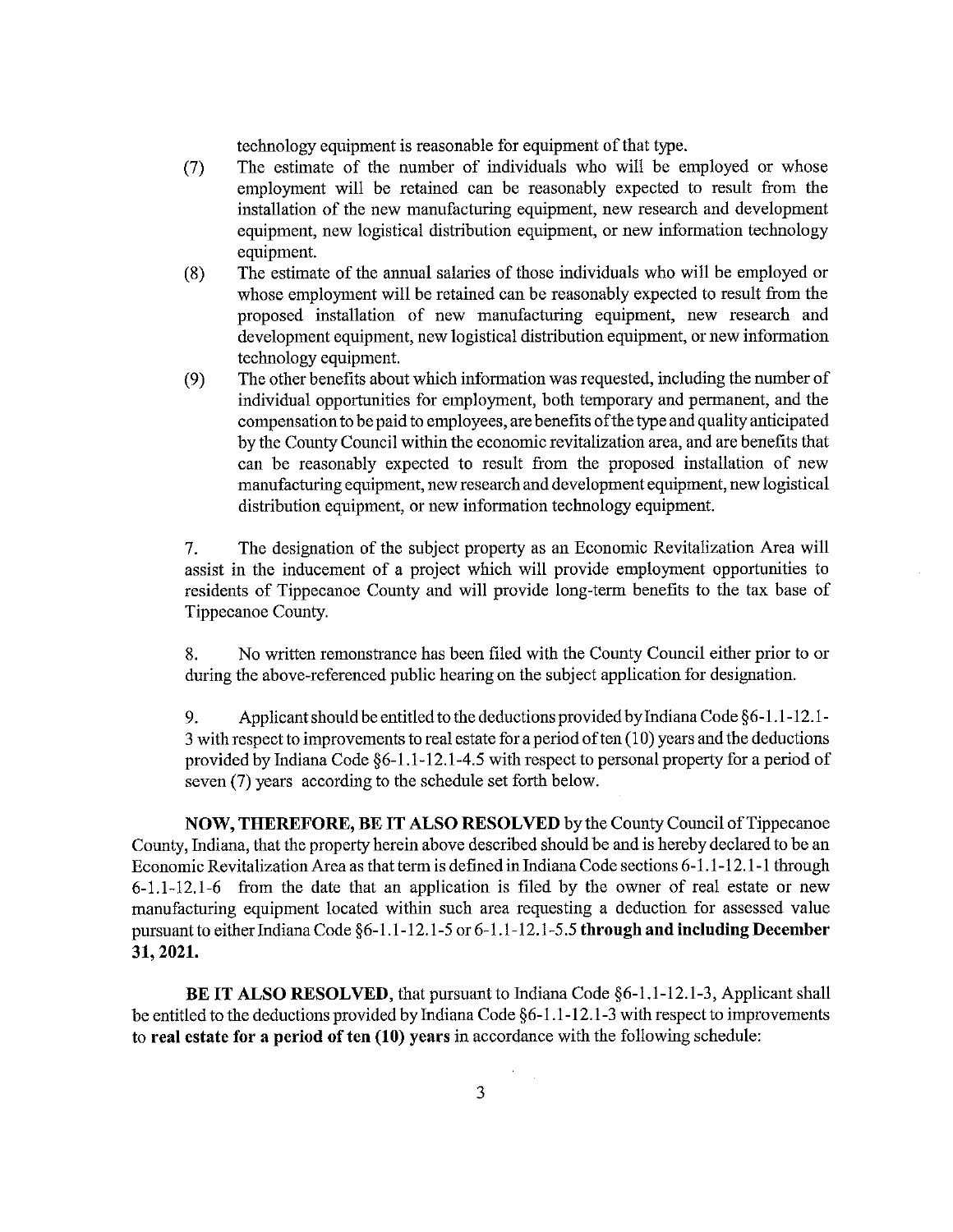technology equipment is reasonable for equipment of that type.

(7) The estimate of the number of individuals who will be employed or whose employment will be retained can be reasonably expected to result from the installation of the new manufacturing equipment, new research and development equipment, new logistical distribution equipment, or new information technology equipment.

(8) The estimate of the annual salaries of those individuals who will be employed or whose employment will be retained can be reasonably expected to result from the proposed installation of new manufacturing equipment, new research and development equipment, new logistical distribution equipment, or new information technology equipment.

(9) The other benefits about which information was requested, including the number of individual opportunities for employment, both temporary and permanent, and the compensation to be paid to employees, are benefits of the type and quality anticipated by the County Council within the economic revitalization area, and are benefits that can be reasonably expected to result from the proposed installation of new manufacturing equipment, new research and development equipment, new logistical distribution equipment, or new information technology equipment.

7. The designation of the subject property as an Economic Revitalization Area will assist in the inducement of a project which will provide employment opportunities to residents of Tippecanoe County and will provide long-term benefits to the tax base of Tippecanoe County.

8. No written remonstrance has been filed with the County Council either prior to or during the above-referenced public hearing on the subject application for designation.

9. Applicant should be entitled to the deductions provided by Indiana Code §6-1.1-12.1-3 with respect to improvements to real estate for a period of ten (10) years and the deductions provided by Indiana Code §6-1.1-12.1-4.5 with respect to personal property for a period of seven (7) years according to the schedule set forth below.

**NOW, THEREFORE, BE IT ALSO RESOLVED** by the County Council of Tippecanoe County, Indiana, that the property herein above described should be and is hereby declared to be an Economic Revitalization Area as that term is defined in Indiana Code sections 6-1.1-12.1-1 through 6-1.1-12.1-6 from the date that an application is filed by the owner of real estate or new manufacturing equipment located within such area requesting a deduction for assessed value pursuant to either Indiana Code §6-1.1-12.1-5 or 6-1.1-12.1-5.5 **through and including December 31, 2021.**

**BE IT ALSO RESOLVED**, that pursuant to Indiana Code §6-1.1-12.1-3, Applicant shall be entitled to the deductions provided by Indiana Code §6-1.1-12.1-3 with respect to improvements to **real estate for a period of ten (10) years** in accordance with the following schedule: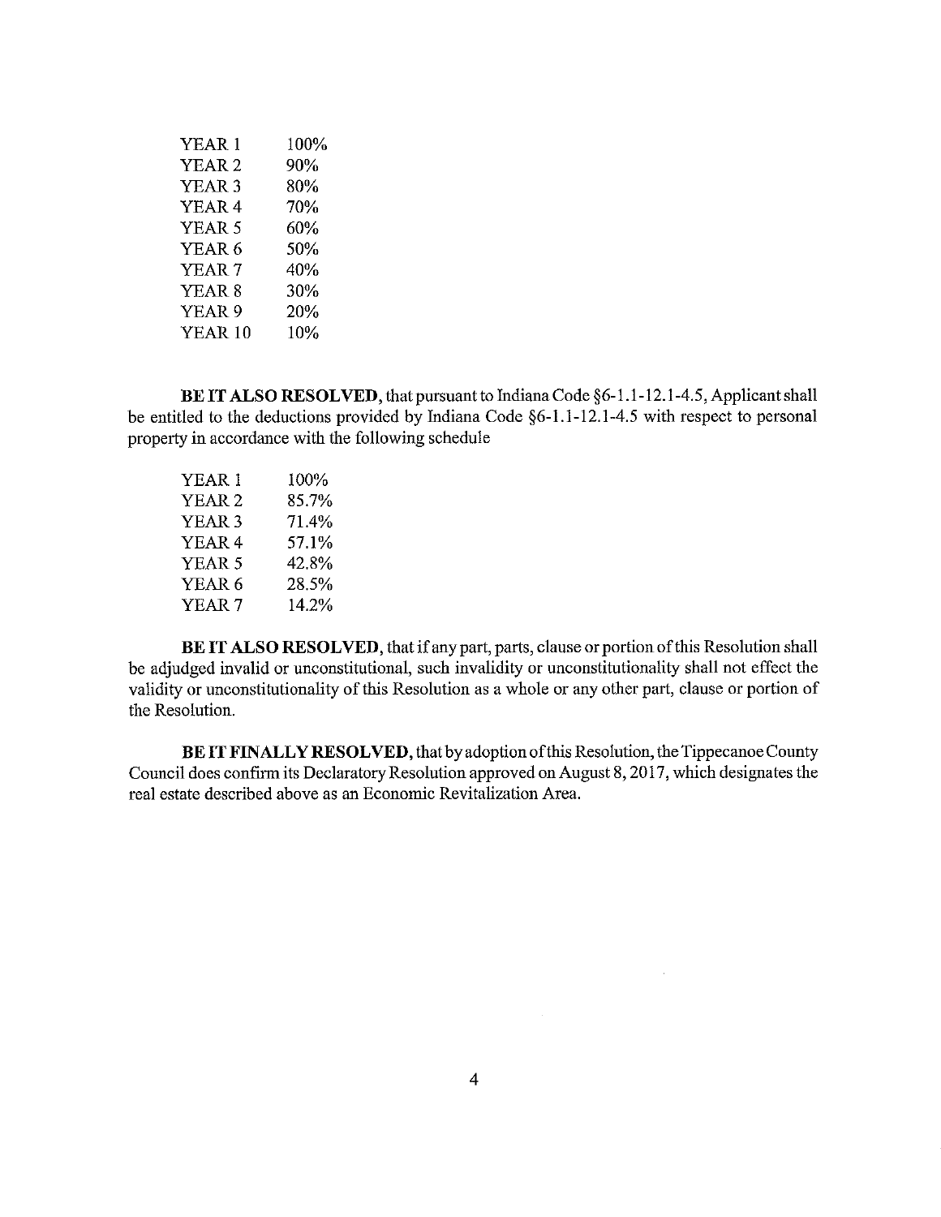| | |
|---|---|
| YEAR 1 | 100% |
| YEAR 2 | 90% |
| YEAR 3 | 80% |
| YEAR 4 | 70% |
| YEAR 5 | 60% |
| YEAR 6 | 50% |
| YEAR 7 | 40% |
| YEAR 8 | 30% |
| YEAR 9 | 20% |
| YEAR 10 | 10% |

**BE IT ALSO RESOLVED,** that pursuant to Indiana Code §6-1.1-12.1-4.5, Applicant shall be entitled to the deductions provided by Indiana Code §6-1.1-12.1-4.5 with respect to personal property in accordance with the following schedule

| | |
|---|---|
| YEAR 1 | 100% |
| YEAR 2 | 85.7% |
| YEAR 3 | 71.4% |
| YEAR 4 | 57.1% |
| YEAR 5 | 42.8% |
| YEAR 6 | 28.5% |
| YEAR 7 | 14.2% |

**BE IT ALSO RESOLVED,** that if any part, parts, clause or portion of this Resolution shall be adjudged invalid or unconstitutional, such invalidity or unconstitutionality shall not effect the validity or unconstitutionality of this Resolution as a whole or any other part, clause or portion of the Resolution.

**BE IT FINALLY RESOLVED,** that by adoption of this Resolution, the Tippecanoe County Council does confirm its Declaratory Resolution approved on August 8, 2017, which designates the real estate described above as an Economic Revitalization Area.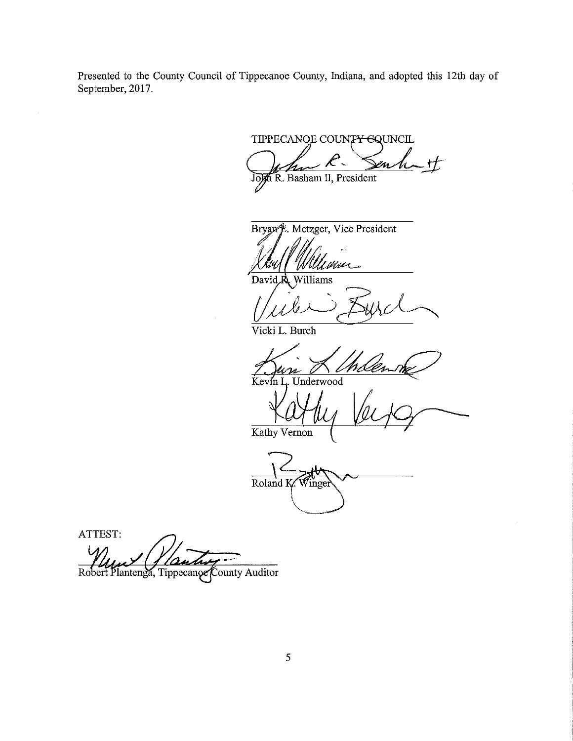Presented to the County Council of Tippecanoe County, Indiana, and adopted this 12th day of September, 2017.

TIPPECANOE COUNTY COUNCIL

John R. Basham II, President

Bryan E. Metzger, Vice President

David R. Williams

Vicki L. Burch

Kevin L. Underwood

Kathy Vernon

Roland K. Winger

ATTEST:

Robert Plantenga, Tippecanoe County Auditor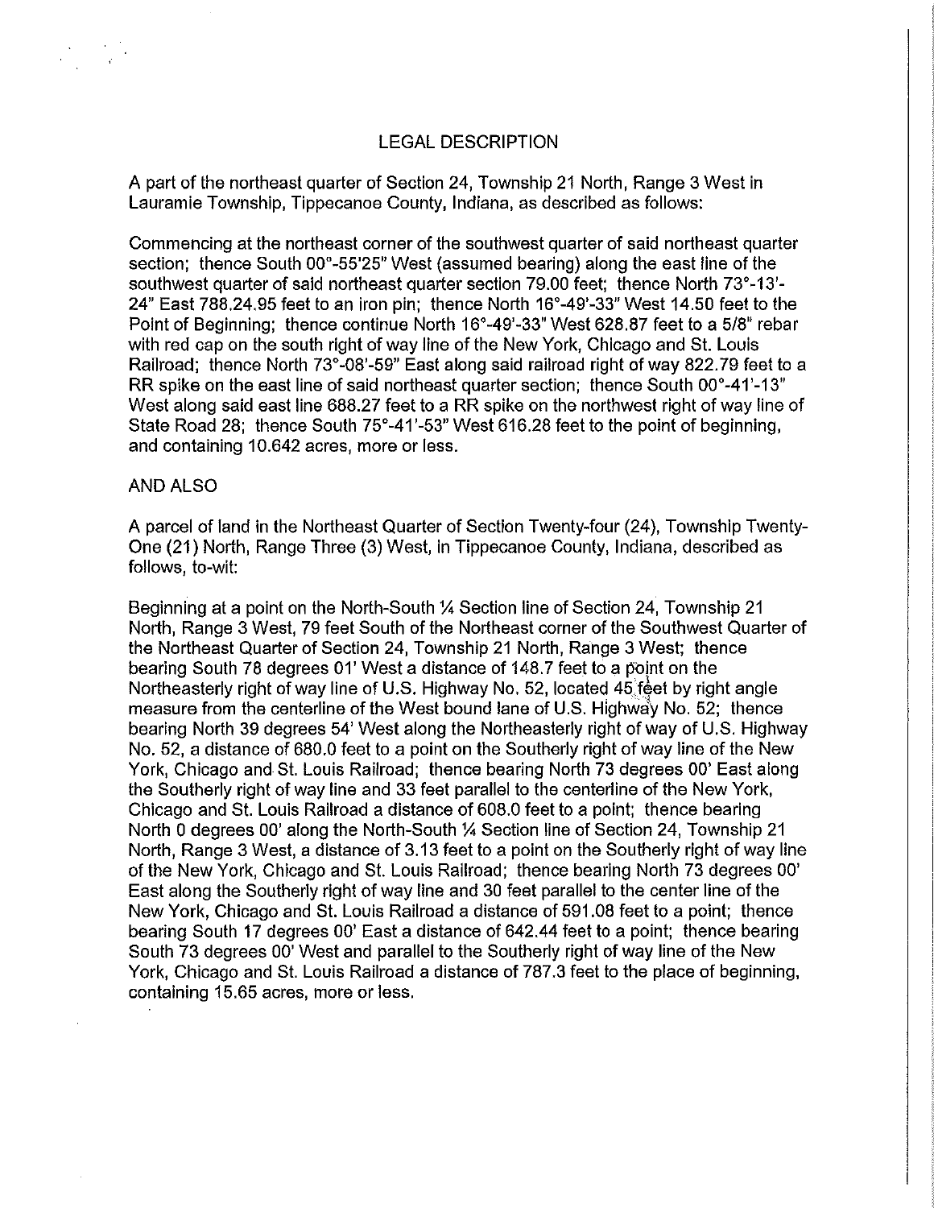# LEGAL DESCRIPTION

A part of the northeast quarter of Section 24, Township 21 North, Range 3 West in Lauramie Township, Tippecanoe County, Indiana, as described as follows:

Commencing at the northeast corner of the southwest quarter of said northeast quarter section; thence South 00°-55'25" West (assumed bearing) along the east line of the southwest quarter of said northeast quarter section 79.00 feet; thence North 73°-13'-24" East 788.24.95 feet to an iron pin; thence North 16°-49'-33" West 14.50 feet to the Point of Beginning; thence continue North 16°-49'-33" West 628.87 feet to a 5/8" rebar with red cap on the south right of way line of the New York, Chicago and St. Louis Railroad; thence North 73°-08'-59" East along said railroad right of way 822.79 feet to a RR spike on the east line of said northeast quarter section; thence South 00°-41'-13" West along said east line 688.27 feet to a RR spike on the northwest right of way line of State Road 28; thence South 75°-41'-53" West 616.28 feet to the point of beginning, and containing 10.642 acres, more or less.

AND ALSO

A parcel of land in the Northeast Quarter of Section Twenty-four (24), Township Twenty-One (21) North, Range Three (3) West, in Tippecanoe County, Indiana, described as follows, to-wit:

Beginning at a point on the North-South ¼ Section line of Section 24, Township 21 North, Range 3 West, 79 feet South of the Northeast corner of the Southwest Quarter of the Northeast Quarter of Section 24, Township 21 North, Range 3 West; thence bearing South 78 degrees 01' West a distance of 148.7 feet to a point on the Northeasterly right of way line of U.S. Highway No. 52, located 45 feet by right angle measure from the centerline of the West bound lane of U.S. Highway No. 52; thence bearing North 39 degrees 54' West along the Northeasterly right of way of U.S. Highway No. 52, a distance of 680.0 feet to a point on the Southerly right of way line of the New York, Chicago and St. Louis Railroad; thence bearing North 73 degrees 00' East along the Southerly right of way line and 33 feet parallel to the centerline of the New York, Chicago and St. Louis Railroad a distance of 608.0 feet to a point; thence bearing North 0 degrees 00' along the North-South ¼ Section line of Section 24, Township 21 North, Range 3 West, a distance of 3.13 feet to a point on the Southerly right of way line of the New York, Chicago and St. Louis Railroad; thence bearing North 73 degrees 00' East along the Southerly right of way line and 30 feet parallel to the center line of the New York, Chicago and St. Louis Railroad a distance of 591.08 feet to a point; thence bearing South 17 degrees 00' East a distance of 642.44 feet to a point; thence bearing South 73 degrees 00' West and parallel to the Southerly right of way line of the New York, Chicago and St. Louis Railroad a distance of 787.3 feet to the place of beginning, containing 15.65 acres, more or less.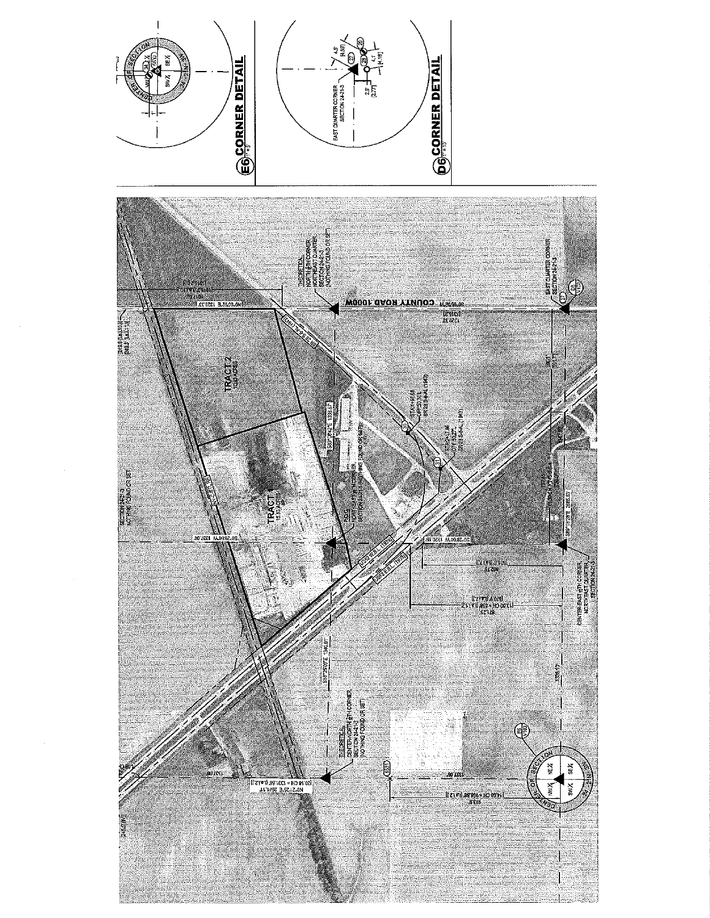E6 CORNER DETAIL

D6 CORNER DETAIL

EAST QUARTER CORNER SECTION 24-21-3

TRACT 2

TRACT 1

COUNTY ROAD 1000W

THEORETICAL NORTH 16TH CORNER NORTHEAST QUARTER SECTION 24-21-3 (NOTHING FOUND OR SET)

EAST QUARTER CORNER SECTION 24-21-3

CENTER-EAST 16TH CORNER NORTHEAST QUARTER SECTION 24-21-3

THEORETICAL CENTER-NORTH 16TH CORNER SECTION 24-21-3 (NOTHING FOUND OR SET)

SECTION 24-21-3 NOTHING FOUND OR SET

CENTER OF SECTION